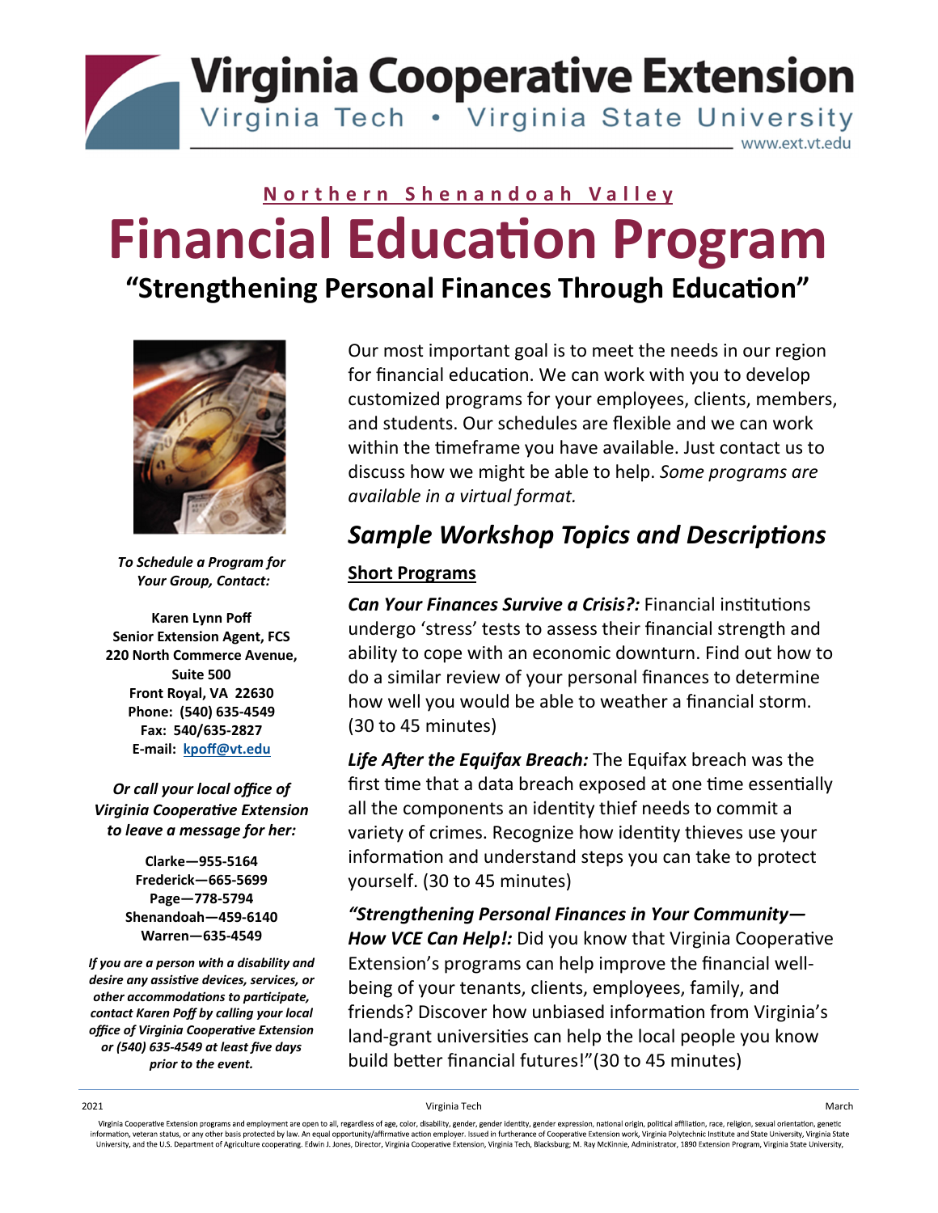# Virginia Cooperative Extension

Virginia Tech • Virginia State University

www.ext.vt.edu

**Northern Shenandoah Valley**

# Financial Education Program

## "Strengthening Personal Finances Through Education"

*To Schedule a Program for Your Group, Contact:*

**Karen Lynn Poff**
**Senior Extension Agent, FCS**
**220 North Commerce Avenue, Suite 500**
**Front Royal, VA 22630**
**Phone: (540) 635-4549**
**Fax: 540/635-2827**
**E-mail: kpoff@vt.edu**

*Or call your local office of Virginia Cooperative Extension to leave a message for her:*

**Clarke—955-5164**
**Frederick—665-5699**
**Page—778-5794**
**Shenandoah—459-6140**
**Warren—635-4549**

***If you are a person with a disability and desire any assistive devices, services, or other accommodations to participate, contact Karen Poff by calling your local office of Virginia Cooperative Extension or (540) 635-4549 at least five days prior to the event.***

Our most important goal is to meet the needs in our region for financial education. We can work with you to develop customized programs for your employees, clients, members, and students. Our schedules are flexible and we can work within the timeframe you have available. Just contact us to discuss how we might be able to help. *Some programs are available in a virtual format.*

## *Sample Workshop Topics and Descriptions*

### Short Programs

***Can Your Finances Survive a Crisis?:*** Financial institutions undergo 'stress' tests to assess their financial strength and ability to cope with an economic downturn. Find out how to do a similar review of your personal finances to determine how well you would be able to weather a financial storm. (30 to 45 minutes)

***Life After the Equifax Breach:*** The Equifax breach was the first time that a data breach exposed at one time essentially all the components an identity thief needs to commit a variety of crimes. Recognize how identity thieves use your information and understand steps you can take to protect yourself. (30 to 45 minutes)

***"Strengthening Personal Finances in Your Community—How VCE Can Help!:*** Did you know that Virginia Cooperative Extension's programs can help improve the financial well-being of your tenants, clients, employees, family, and friends? Discover how unbiased information from Virginia's land-grant universities can help the local people you know build better financial futures!"(30 to 45 minutes)

Virginia Cooperative Extension programs and employment are open to all, regardless of age, color, disability, gender, gender identity, gender expression, national origin, political affiliation, race, religion, sexual orientation, genetic information, veteran status, or any other basis protected by law. An equal opportunity/affirmative action employer. Issued in furtherance of Cooperative Extension work, Virginia Polytechnic Institute and State University, Virginia State University, and the U.S. Department of Agriculture cooperating. Edwin J. Jones, Director, Virginia Cooperative Extension, Virginia Tech, Blacksburg; M. Ray McKinnie, Administrator, 1890 Extension Program, Virginia State University,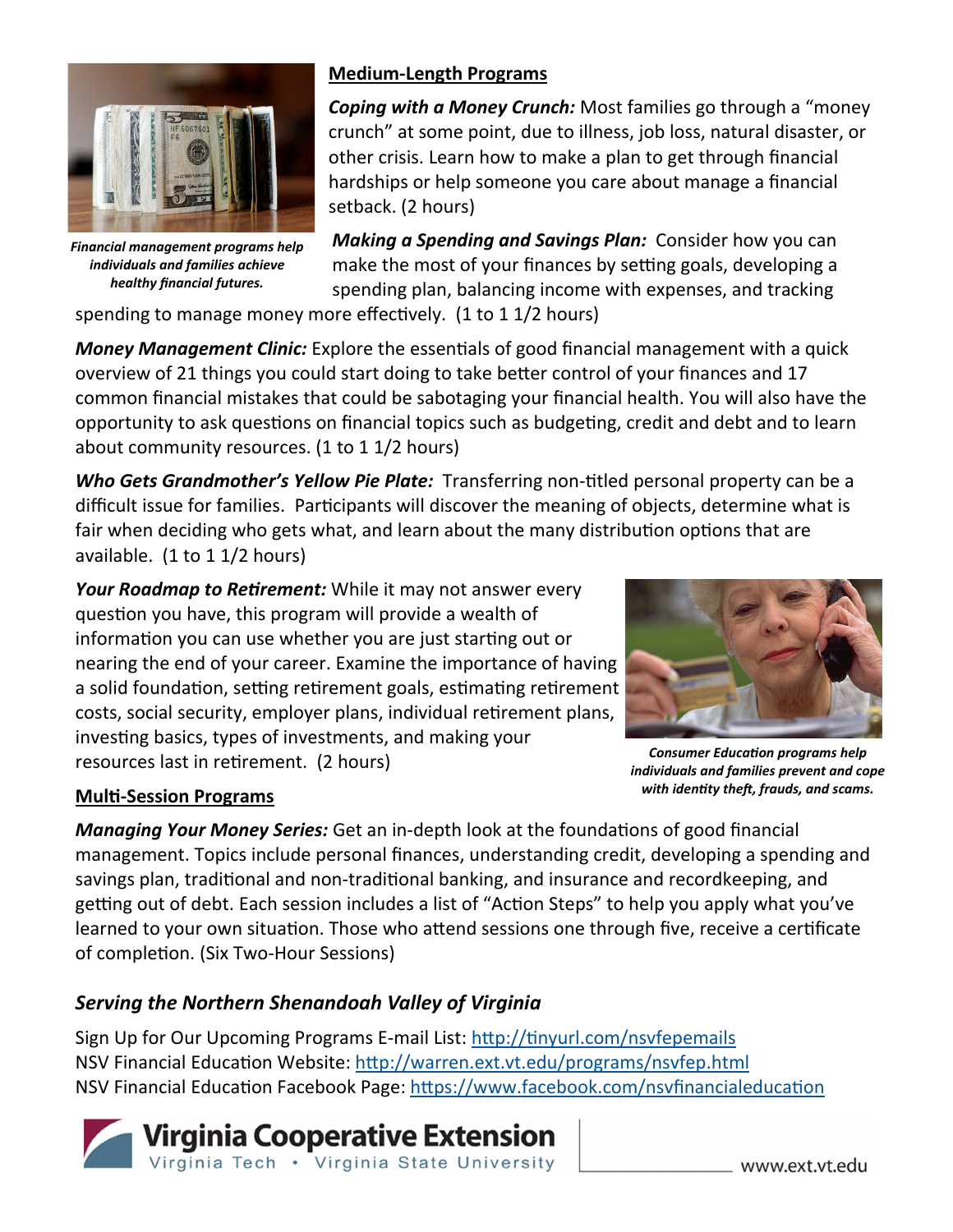Financial management programs help individuals and families achieve healthy financial futures.

## Medium-Length Programs

***Coping with a Money Crunch:*** Most families go through a "money crunch" at some point, due to illness, job loss, natural disaster, or other crisis. Learn how to make a plan to get through financial hardships or help someone you care about manage a financial setback. (2 hours)

***Making a Spending and Savings Plan:*** Consider how you can make the most of your finances by setting goals, developing a spending plan, balancing income with expenses, and tracking spending to manage money more effectively. (1 to 1 1/2 hours)

***Money Management Clinic:*** Explore the essentials of good financial management with a quick overview of 21 things you could start doing to take better control of your finances and 17 common financial mistakes that could be sabotaging your financial health. You will also have the opportunity to ask questions on financial topics such as budgeting, credit and debt and to learn about community resources. (1 to 1 1/2 hours)

***Who Gets Grandmother's Yellow Pie Plate:*** Transferring non-titled personal property can be a difficult issue for families. Participants will discover the meaning of objects, determine what is fair when deciding who gets what, and learn about the many distribution options that are available. (1 to 1 1/2 hours)

***Your Roadmap to Retirement:*** While it may not answer every question you have, this program will provide a wealth of information you can use whether you are just starting out or nearing the end of your career. Examine the importance of having a solid foundation, setting retirement goals, estimating retirement costs, social security, employer plans, individual retirement plans, investing basics, types of investments, and making your resources last in retirement. (2 hours)

Consumer Education programs help individuals and families prevent and cope with identity theft, frauds, and scams.

## Multi-Session Programs

***Managing Your Money Series:*** Get an in-depth look at the foundations of good financial management. Topics include personal finances, understanding credit, developing a spending and savings plan, traditional and non-traditional banking, and insurance and recordkeeping, and getting out of debt. Each session includes a list of "Action Steps" to help you apply what you've learned to your own situation. Those who attend sessions one through five, receive a certificate of completion. (Six Two-Hour Sessions)

### *Serving the Northern Shenandoah Valley of Virginia*

Sign Up for Our Upcoming Programs E-mail List: http://tinyurl.com/nsvfepemails
NSV Financial Education Website: http://warren.ext.vt.edu/programs/nsvfep.html
NSV Financial Education Facebook Page: https://www.facebook.com/nsvfinancialeducation

Virginia Cooperative Extension
Virginia Tech • Virginia State University

www.ext.vt.edu